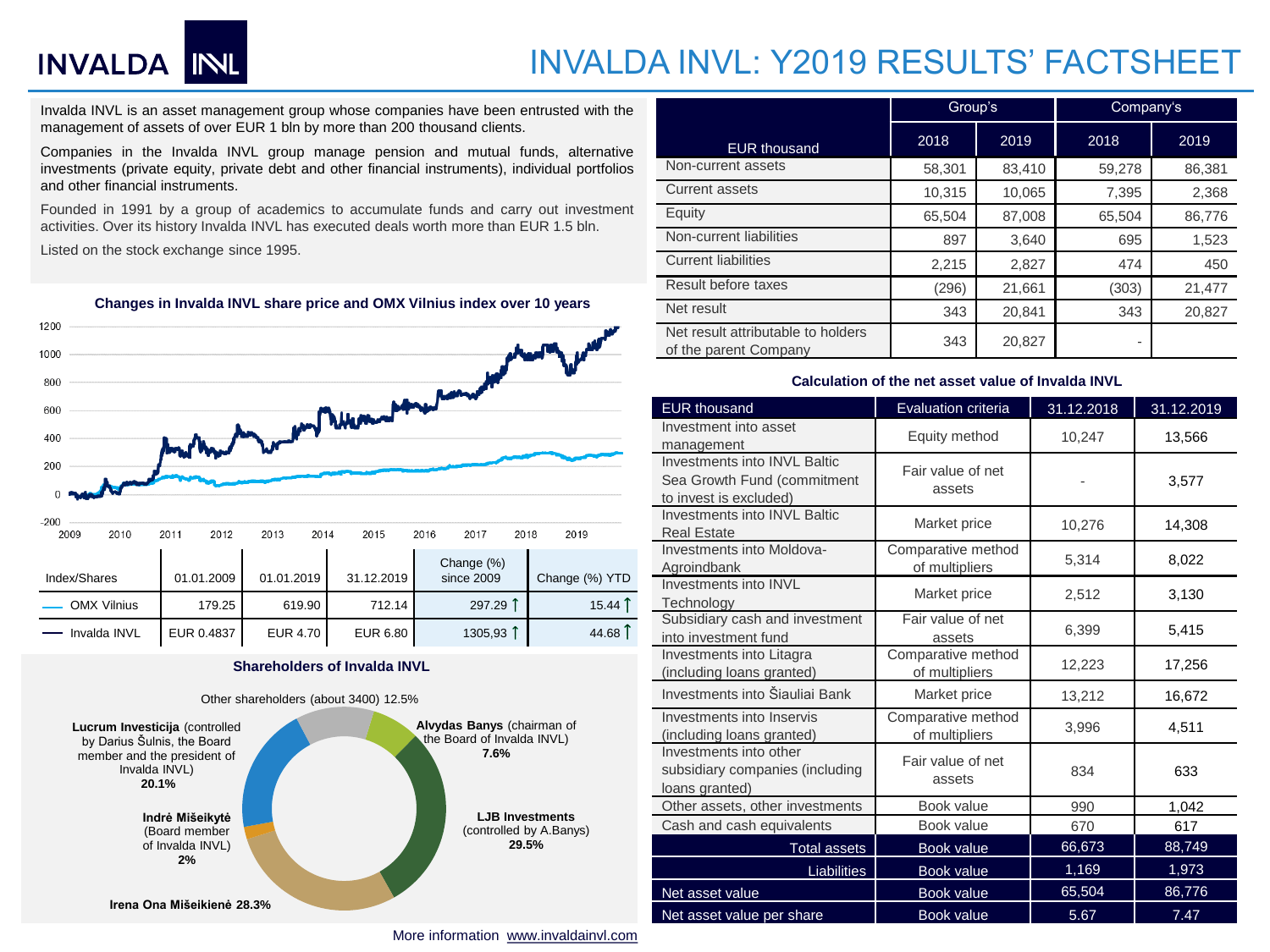# INVALDA INVL: Y2019 RESULTS' FACTSHEET

Invalda INVL is an asset management group whose companies have been entrusted with the management of assets of over EUR 1 bln by more than 200 thousand clients.

Companies in the Invalda INVL group manage pension and mutual funds, alternative investments (private equity, private debt and other financial instruments), individual portfolios and other financial instruments.

Founded in 1991 by a group of academics to accumulate funds and carry out investment activities. Over its history Invalda INVL has executed deals worth more than EUR 1.5 bln.

Listed on the stock exchange since 1995.

### Changes in Invalda INVL share price and OMX Vilnius index over 10 years

| Index/Shares | 01.01.2009 | 01.01.2019 | 31.12.2019 | Change (%) since 2009 | Change (%) YTD |
|---|---|---|---|---|---|
| OMX Vilnius | 179.25 | 619.90 | 712.14 | 297.29 ↑ | 15.44 ↑ |
| Invalda INVL | EUR 0.4837 | EUR 4.70 | EUR 6.80 | 1305,93 ↑ | 44.68 ↑ |

### Shareholders of Invalda INVL

- Other shareholders (about 3400) 12.5%
- **Alvydas Banys** (chairman of the Board of Invalda INVL) **7.6%**
- **LJB Investments** (controlled by A.Banys) **29.5%**
- **Irena Ona Mišeikienė 28.3%**
- **Indrė Mišeikytė** (Board member of Invalda INVL) **2%**
- **Lucrum Investicija** (controlled by Darius Šulnis, the Board member and the president of Invalda INVL) **20.1%**

| EUR thousand | Group's | | Company's | |
|---|---|---|---|---|
| | 2018 | 2019 | 2018 | 2019 |
| Non-current assets | 58,301 | 83,410 | 59,278 | 86,381 |
| Current assets | 10,315 | 10,065 | 7,395 | 2,368 |
| Equity | 65,504 | 87,008 | 65,504 | 86,776 |
| Non-current liabilities | 897 | 3,640 | 695 | 1,523 |
| Current liabilities | 2,215 | 2,827 | 474 | 450 |
| Result before taxes | (296) | 21,661 | (303) | 21,477 |
| Net result | 343 | 20,841 | 343 | 20,827 |
| Net result attributable to holders of the parent Company | 343 | 20,827 | - | |

### Calculation of the net asset value of Invalda INVL

| EUR thousand | Evaluation criteria | 31.12.2018 | 31.12.2019 |
|---|---|---|---|
| Investment into asset management | Equity method | 10,247 | 13,566 |
| Investments into INVL Baltic Sea Growth Fund (commitment to invest is excluded) | Fair value of net assets | - | 3,577 |
| Investments into INVL Baltic Real Estate | Market price | 10,276 | 14,308 |
| Investments into Moldova-Agroindbank | Comparative method of multipliers | 5,314 | 8,022 |
| Investments into INVL Technology | Market price | 2,512 | 3,130 |
| Subsidiary cash and investment into investment fund | Fair value of net assets | 6,399 | 5,415 |
| Investments into Litagra (including loans granted) | Comparative method of multipliers | 12,223 | 17,256 |
| Investments into Šiauliai Bank | Market price | 13,212 | 16,672 |
| Investments into Inservis (including loans granted) | Comparative method of multipliers | 3,996 | 4,511 |
| Investments into other subsidiary companies (including loans granted) | Fair value of net assets | 834 | 633 |
| Other assets, other investments | Book value | 990 | 1,042 |
| Cash and cash equivalents | Book value | 670 | 617 |
| Total assets | Book value | 66,673 | 88,749 |
| Liabilities | Book value | 1,169 | 1,973 |
| Net asset value | Book value | 65,504 | 86,776 |
| Net asset value per share | Book value | 5.67 | 7.47 |

More information www.invaldainvl.com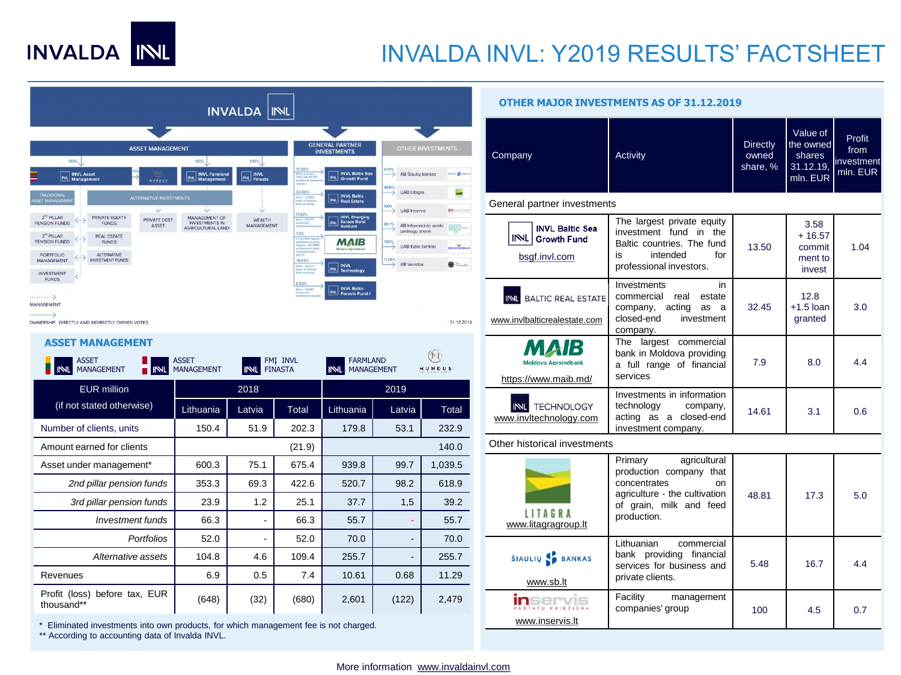# INVALDA INVL: Y2019 RESULTS' FACTSHEET

INVALDA INVL

ASSET MANAGEMENT | GENERAL PARTNER INVESTMENTS | OTHER INVESTMENTS

100% INVL Asset Management | 51% MUNDUS | 100% INVL Farmland Management | 100% INVL Finasta

TRADITIONAL ASSET MANAGEMENT | ALTERNATIVE INVESTMENTS

2nd PILLAR PENSION FUNDS | PRIVATE EQUITY FUNDS | PRIVATE DEBT ASSET | MANAGEMENT OF INVESTMENTS IN AGRICULTURAL LAND | WEALTH MANAGEMENT

3rd PILLAR PENSION FUNDS | REAL ESTATE FUNDS

PORTFOLIO MANAGEMENT | ALTERNATIVE INVESTMENT FUNDS

INVESTMENT FUNDS

13.50% INVL Baltic Sea Growth Fund | 32.45% INVL Baltic Real Estate | 17.53% INVL Emerging Europe Bond Subfund | 7.9% MAIB Moldova Agroindbank | 16.43% INVL Technology | 6.92% INVL Baltic Forests Fund I

6.14% AB Šiaulių bankas | 48.81% UAB Litagra | 100% UAB Inservis | 88.7% AB Informacinio verslo paslaugų įmonė | 100% UAB Kelio ženklai | 11.06% AB Vernitas

MANAGEMENT

OWNERSHIP, DIRECTLY AND INDIRECTLY OWNED VOTES

31.12.2019

## ASSET MANAGEMENT

INVL ASSET MANAGEMENT | INVL ASSET MANAGEMENT | INVL FMĮ INVL FINASTA | INVL FARMLAND MANAGEMENT | MUNDUS

| EUR million (if not stated otherwise) | 2018 | | | 2019 | | |
|---|---|---|---|---|---|---|
| | Lithuania | Latvia | Total | Lithuania | Latvia | Total |
| Number of clients, units | 150.4 | 51.9 | 202.3 | 179.8 | 53.1 | 232.9 |
| Amount earned for clients | | | (21.9) | | | 140.0 |
| Asset under management* | 600.3 | 75.1 | 675.4 | 939.8 | 99.7 | 1,039.5 |
| *2nd pillar pension funds* | 353.3 | 69.3 | 422.6 | 520.7 | 98.2 | 618.9 |
| *3rd pillar pension funds* | 23.9 | 1.2 | 25.1 | 37.7 | 1,5 | 39.2 |
| *Investment funds* | 66.3 | - | 66.3 | 55.7 | - | 55.7 |
| *Portfolios* | 52.0 | - | 52.0 | 70.0 | - | 70.0 |
| *Alternative assets* | 104.8 | 4.6 | 109.4 | 255.7 | - | 255.7 |
| Revenues | 6.9 | 0.5 | 7.4 | 10.61 | 0.68 | 11.29 |
| Profit (loss) before tax, EUR thousand** | (648) | (32) | (680) | 2,601 | (122) | 2,479 |

\* Eliminated investments into own products, for which management fee is not charged.
\*\* According to accounting data of Invalda INVL.

## OTHER MAJOR INVESTMENTS AS OF 31.12.2019

| Company | Activity | Directly owned share, % | Value of the owned shares 31.12.19, mln. EUR | Profit from investment mln. EUR |
|---|---|---|---|---|
| **General partner investments** | | | | |
| INVL Baltic Sea Growth Fund bsgf.invl.com | The largest private equity investment fund in the Baltic countries. The fund is intended for professional investors. | 13.50 | 3.58 + 16.57 commitment to invest | 1.04 |
| INVL BALTIC REAL ESTATE www.invlbalticrealestate.com | Investments in commercial real estate company, acting as a closed-end investment company. | 32.45 | 12.8 +1.5 loan granted | 3.0 |
| MAIB Moldova Agroindbank https://www.maib.md/ | The largest commercial bank in Moldova providing a full range of financial services | 7.9 | 8.0 | 4.4 |
| INVL TECHNOLOGY www.invltechnology.com | Investments in information technology company, acting as a closed-end investment company. | 14.61 | 3.1 | 0.6 |
| **Other historical investments** | | | | |
| LITAGRA www.litagragroup.lt | Primary agricultural production company that concentrates on agriculture - the cultivation of grain, milk and feed production. | 48.81 | 17.3 | 5.0 |
| ŠIAULIŲ BANKAS www.sb.lt | Lithuanian commercial bank providing financial services for business and private clients. | 5.48 | 16.7 | 4.4 |
| inservis PASTATŲ PRIEŽIŪRA www.inservis.lt | Facility management companies' group | 100 | 4.5 | 0.7 |

More information www.invaldainvl.com